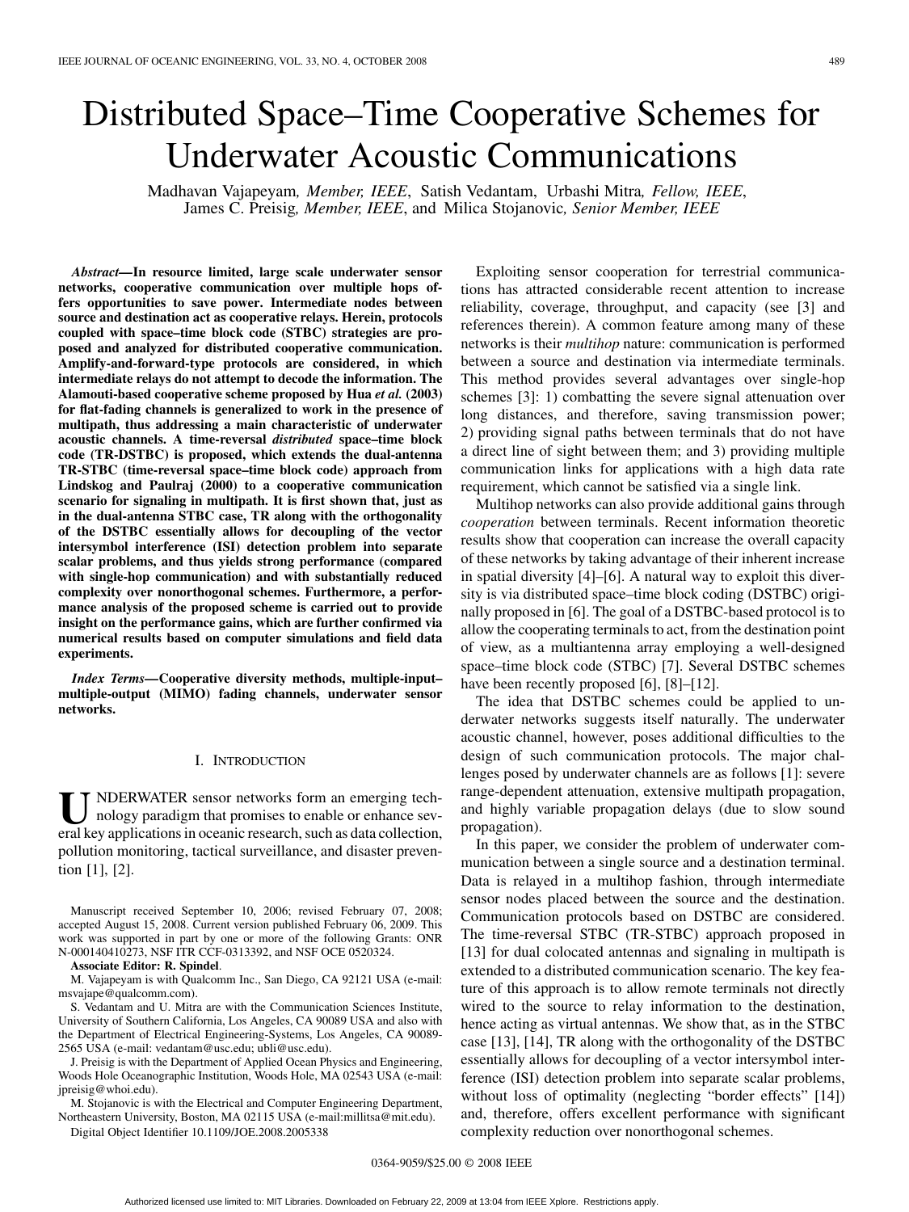# Distributed Space–Time Cooperative Schemes for Underwater Acoustic Communications

Madhavan Vajapeyam, *Member, IEEE*, Satish Vedantam, Urbashi Mitra, *Fellow, IEEE*, James C. Preisig, *Member, IEEE*, and Milica Stojanovic, *Senior Member, IEEE*

***Abstract*—In resource limited, large scale underwater sensor networks, cooperative communication over multiple hops offers opportunities to save power. Intermediate nodes between source and destination act as cooperative relays. Herein, protocols coupled with space–time block code (STBC) strategies are proposed and analyzed for distributed cooperative communication. Amplify-and-forward-type protocols are considered, in which intermediate relays do not attempt to decode the information. The Alamouti-based cooperative scheme proposed by Hua *et al.* (2003) for flat-fading channels is generalized to work in the presence of multipath, thus addressing a main characteristic of underwater acoustic channels. A time-reversal *distributed* space–time block code (TR-DSTBC) is proposed, which extends the dual-antenna TR-STBC (time-reversal space–time block code) approach from Lindskog and Paulraj (2000) to a cooperative communication scenario for signaling in multipath. It is first shown that, just as in the dual-antenna STBC case, TR along with the orthogonality of the DSTBC essentially allows for decoupling of the vector intersymbol interference (ISI) detection problem into separate scalar problems, and thus yields strong performance (compared with single-hop communication) and with substantially reduced complexity over nonorthogonal schemes. Furthermore, a performance analysis of the proposed scheme is carried out to provide insight on the performance gains, which are further confirmed via numerical results based on computer simulations and field data experiments.**

***Index Terms*—Cooperative diversity methods, multiple-input–multiple-output (MIMO) fading channels, underwater sensor networks.**

## I. Introduction

UNDERWATER sensor networks form an emerging technology paradigm that promises to enable or enhance several key applications in oceanic research, such as data collection, pollution monitoring, tactical surveillance, and disaster prevention [1], [2].

Manuscript received September 10, 2006; revised February 07, 2008; accepted August 15, 2008. Current version published February 06, 2009. This work was supported in part by one or more of the following Grants: ONR N-000140410273, NSF ITR CCF-0313392, and NSF OCE 0520324.

**Associate Editor: R. Spindel**.

M. Vajapeyam is with Qualcomm Inc., San Diego, CA 92121 USA (e-mail: msvajape@qualcomm.com).

S. Vedantam and U. Mitra are with the Communication Sciences Institute, University of Southern California, Los Angeles, CA 90089 USA and also with the Department of Electrical Engineering-Systems, Los Angeles, CA 90089-2565 USA (e-mail: vedantam@usc.edu; ubli@usc.edu).

J. Preisig is with the Department of Applied Ocean Physics and Engineering, Woods Hole Oceanographic Institution, Woods Hole, MA 02543 USA (e-mail: jpreisig@whoi.edu).

M. Stojanovic is with the Electrical and Computer Engineering Department, Northeastern University, Boston, MA 02115 USA (e-mail:millitsa@mit.edu).

Digital Object Identifier 10.1109/JOE.2008.2005338

Exploiting sensor cooperation for terrestrial communications has attracted considerable recent attention to increase reliability, coverage, throughput, and capacity (see [3] and references therein). A common feature among many of these networks is their *multihop* nature: communication is performed between a source and destination via intermediate terminals. This method provides several advantages over single-hop schemes [3]: 1) combatting the severe signal attenuation over long distances, and therefore, saving transmission power; 2) providing signal paths between terminals that do not have a direct line of sight between them; and 3) providing multiple communication links for applications with a high data rate requirement, which cannot be satisfied via a single link.

Multihop networks can also provide additional gains through *cooperation* between terminals. Recent information theoretic results show that cooperation can increase the overall capacity of these networks by taking advantage of their inherent increase in spatial diversity [4]–[6]. A natural way to exploit this diversity is via distributed space–time block coding (DSTBC) originally proposed in [6]. The goal of a DSTBC-based protocol is to allow the cooperating terminals to act, from the destination point of view, as a multiantenna array employing a well-designed space–time block code (STBC) [7]. Several DSTBC schemes have been recently proposed [6], [8]–[12].

The idea that DSTBC schemes could be applied to underwater networks suggests itself naturally. The underwater acoustic channel, however, poses additional difficulties to the design of such communication protocols. The major challenges posed by underwater channels are as follows [1]: severe range-dependent attenuation, extensive multipath propagation, and highly variable propagation delays (due to slow sound propagation).

In this paper, we consider the problem of underwater communication between a single source and a destination terminal. Data is relayed in a multihop fashion, through intermediate sensor nodes placed between the source and the destination. Communication protocols based on DSTBC are considered. The time-reversal STBC (TR-STBC) approach proposed in [13] for dual colocated antennas and signaling in multipath is extended to a distributed communication scenario. The key feature of this approach is to allow remote terminals not directly wired to the source to relay information to the destination, hence acting as virtual antennas. We show that, as in the STBC case [13], [14], TR along with the orthogonality of the DSTBC essentially allows for decoupling of a vector intersymbol interference (ISI) detection problem into separate scalar problems, without loss of optimality (neglecting "border effects" [14]) and, therefore, offers excellent performance with significant complexity reduction over nonorthogonal schemes.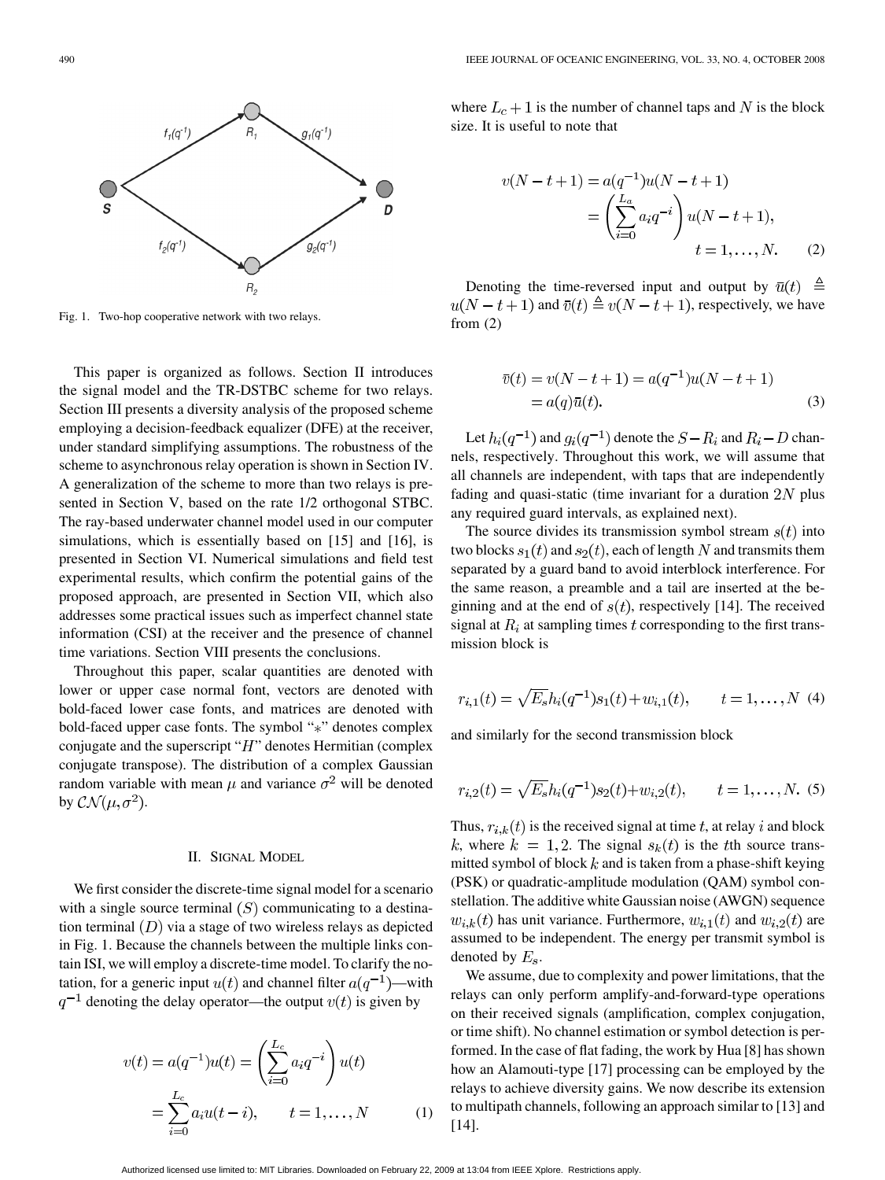Fig. 1. Two-hop cooperative network with two relays.

This paper is organized as follows. Section II introduces the signal model and the TR-DSTBC scheme for two relays. Section III presents a diversity analysis of the proposed scheme employing a decision-feedback equalizer (DFE) at the receiver, under standard simplifying assumptions. The robustness of the scheme to asynchronous relay operation is shown in Section IV. A generalization of the scheme to more than two relays is presented in Section V, based on the rate 1/2 orthogonal STBC. The ray-based underwater channel model used in our computer simulations, which is essentially based on [15] and [16], is presented in Section VI. Numerical simulations and field test experimental results, which confirm the potential gains of the proposed approach, are presented in Section VII, which also addresses some practical issues such as imperfect channel state information (CSI) at the receiver and the presence of channel time variations. Section VIII presents the conclusions.

Throughout this paper, scalar quantities are denoted with lower or upper case normal font, vectors are denoted with bold-faced lower case fonts, and matrices are denoted with bold-faced upper case fonts. The symbol "$*$" denotes complex conjugate and the superscript "$H$" denotes Hermitian (complex conjugate transpose). The distribution of a complex Gaussian random variable with mean $\mu$ and variance $\sigma^2$ will be denoted by $\mathcal{CN}(\mu, \sigma^2)$.

## II. Signal Model

We first consider the discrete-time signal model for a scenario with a single source terminal $(S)$ communicating to a destination terminal $(D)$ via a stage of two wireless relays as depicted in Fig. 1. Because the channels between the multiple links contain ISI, we will employ a discrete-time model. To clarify the notation, for a generic input $u(t)$ and channel filter $a(q^{-1})$—with $q^{-1}$ denoting the delay operator—the output $v(t)$ is given by

$$v(t) = a(q^{-1})u(t) = \left(\sum_{i=0}^{L_c} a_i q^{-i}\right) u(t) = \sum_{i=0}^{L_c} a_i u(t-i), \qquad t = 1, \ldots, N \tag{1}$$

where $L_c + 1$ is the number of channel taps and $N$ is the block size. It is useful to note that

$$v(N-t+1) = a(q^{-1})u(N-t+1) = \left(\sum_{i=0}^{L_a} a_i q^{-i}\right) u(N-t+1), \qquad t = 1, \ldots, N. \tag{2}$$

Denoting the time-reversed input and output by $\bar{u}(t) \triangleq u(N-t+1)$ and $\bar{v}(t) \triangleq v(N-t+1)$, respectively, we have from (2)

$$\bar{v}(t) = v(N-t+1) = a(q^{-1})u(N-t+1) = a(q)\bar{u}(t). \tag{3}$$

Let $h_i(q^{-1})$ and $g_i(q^{-1})$ denote the $S-R_i$ and $R_i-D$ channels, respectively. Throughout this work, we will assume that all channels are independent, with taps that are independently fading and quasi-static (time invariant for a duration $2N$ plus any required guard intervals, as explained next).

The source divides its transmission symbol stream $s(t)$ into two blocks $s_1(t)$ and $s_2(t)$, each of length $N$ and transmits them separated by a guard band to avoid interblock interference. For the same reason, a preamble and a tail are inserted at the beginning and at the end of $s(t)$, respectively [14]. The received signal at $R_i$ at sampling times $t$ corresponding to the first transmission block is

$$r_{i,1}(t) = \sqrt{E_s} h_i(q^{-1}) s_1(t) + w_{i,1}(t), \qquad t = 1, \ldots, N \tag{4}$$

and similarly for the second transmission block

$$r_{i,2}(t) = \sqrt{E_s} h_i(q^{-1}) s_2(t) + w_{i,2}(t), \qquad t = 1, \ldots, N. \tag{5}$$

Thus, $r_{i,k}(t)$ is the received signal at time $t$, at relay $i$ and block $k$, where $k = 1, 2$. The signal $s_k(t)$ is the $t$th source transmitted symbol of block $k$ and is taken from a phase-shift keying (PSK) or quadratic-amplitude modulation (QAM) symbol constellation. The additive white Gaussian noise (AWGN) sequence $w_{i,k}(t)$ has unit variance. Furthermore, $w_{i,1}(t)$ and $w_{i,2}(t)$ are assumed to be independent. The energy per transmit symbol is denoted by $E_s$.

We assume, due to complexity and power limitations, that the relays can only perform amplify-and-forward-type operations on their received signals (amplification, complex conjugation, or time shift). No channel estimation or symbol detection is performed. In the case of flat fading, the work by Hua [8] has shown how an Alamouti-type [17] processing can be employed by the relays to achieve diversity gains. We now describe its extension to multipath channels, following an approach similar to [13] and [14].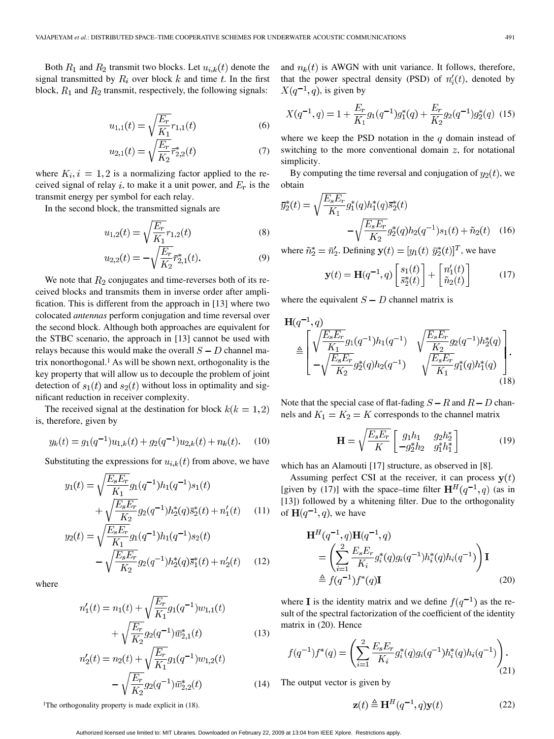Both $R_1$ and $R_2$ transmit two blocks. Let $u_{i,k}(t)$ denote the signal transmitted by $R_i$ over block $k$ and time $t$. In the first block, $R_1$ and $R_2$ transmit, respectively, the following signals:

$$u_{1,1}(t) = \sqrt{\frac{E_r}{K_1}} r_{1,1}(t) \tag{6}$$

$$u_{2,1}(t) = \sqrt{\frac{E_r}{K_2}} \bar{r}^*_{2,2}(t) \tag{7}$$

where $K_i, i = 1, 2$ is a normalizing factor applied to the received signal of relay $i$, to make it a unit power, and $E_r$ is the transmit energy per symbol for each relay.

In the second block, the transmitted signals are

$$u_{1,2}(t) = \sqrt{\frac{E_r}{K_1}} r_{1,2}(t) \tag{8}$$

$$u_{2,2}(t) = -\sqrt{\frac{E_r}{K_2}} \bar{r}^*_{2,1}(t). \tag{9}$$

We note that $R_2$ conjugates and time-reverses both of its received blocks and transmits them in inverse order after amplification. This is different from the approach in [13] where two colocated *antennas* perform conjugation and time reversal over the second block. Although both approaches are equivalent for the STBC scenario, the approach in [13] cannot be used with relays because this would make the overall $S-D$ channel matrix nonorthogonal.[1] As will be shown next, orthogonality is the key property that will allow us to decouple the problem of joint detection of $s_1(t)$ and $s_2(t)$ without loss in optimality and significant reduction in receiver complexity.

The received signal at the destination for block $k (k = 1, 2)$ is, therefore, given by

$$y_k(t) = g_1(q^{-1}) u_{1,k}(t) + g_2(q^{-1}) u_{2,k}(t) + n_k(t). \tag{10}$$

Substituting the expressions for $u_{i,k}(t)$ from above, we have

$$y_1(t) = \sqrt{\frac{E_s E_r}{K_1}} g_1(q^{-1}) h_1(q^{-1}) s_1(t) + \sqrt{\frac{E_s E_r}{K_2}} g_2(q^{-1}) h^*_2(q) \bar{s}^*_2(t) + n'_1(t) \tag{11}$$

$$y_2(t) = \sqrt{\frac{E_s E_r}{K_1}} g_1(q^{-1}) h_1(q^{-1}) s_2(t) - \sqrt{\frac{E_s E_r}{K_2}} g_2(q^{-1}) h^*_2(q) \bar{s}^*_1(t) + n'_2(t) \tag{12}$$

where

$$n'_1(t) = n_1(t) + \sqrt{\frac{E_r}{K_1}} g_1(q^{-1}) w_{1,1}(t) + \sqrt{\frac{E_r}{K_2}} g_2(q^{-1}) \bar{w}^*_{2,1}(t) \tag{13}$$

$$n'_2(t) = n_2(t) + \sqrt{\frac{E_r}{K_1}} g_1(q^{-1}) w_{1,2}(t) - \sqrt{\frac{E_r}{K_2}} g_2(q^{-1}) \bar{w}^*_{2,2}(t) \tag{14}$$

[1] The orthogonality property is made explicit in (18).

and $n_k(t)$ is AWGN with unit variance. It follows, therefore, that the power spectral density (PSD) of $n'_i(t)$, denoted by $X(q^{-1}, q)$, is given by

$$X(q^{-1}, q) = 1 + \frac{E_r}{K_1} g_1(q^{-1}) g^*_1(q) + \frac{E_r}{K_2} g_2(q^{-1}) g^*_2(q) \tag{15}$$

where we keep the PSD notation in the $q$ domain instead of switching to the more conventional domain $z$, for notational simplicity.

By computing the time reversal and conjugation of $y_2(t)$, we obtain

$$\bar{y}^*_2(t) = \sqrt{\frac{E_s E_r}{K_1}} g^*_1(q) h^*_1(q) \bar{s}^*_2(t) - \sqrt{\frac{E_s E_r}{K_2}} g^*_2(q) h_2(q^{-1}) s_1(t) + \tilde{n}_2(t) \tag{16}$$

where $\tilde{n}^*_2 = \bar{n}'_2$. Defining $\mathbf{y}(t) = [y_1(t) \; \bar{y}^*_2(t)]^T$, we have

$$\mathbf{y}(t) = \mathbf{H}(q^{-1}, q) \begin{bmatrix} s_1(t) \\ \bar{s}^*_2(t) \end{bmatrix} + \begin{bmatrix} n'_1(t) \\ \tilde{n}_2(t) \end{bmatrix} \tag{17}$$

where the equivalent $S-D$ channel matrix is

$$\mathbf{H}(q^{-1}, q) \triangleq \begin{bmatrix} \sqrt{\frac{E_s E_r}{K_1}} g_1(q^{-1}) h_1(q^{-1}) & \sqrt{\frac{E_s E_r}{K_2}} g_2(q^{-1}) h^*_2(q) \\ -\sqrt{\frac{E_s E_r}{K_2}} g^*_2(q) h_2(q^{-1}) & \sqrt{\frac{E_s E_r}{K_1}} g^*_1(q) h^*_1(q) \end{bmatrix}. \tag{18}$$

Note that the special case of flat-fading $S-R$ and $R-D$ channels and $K_1 = K_2 = K$ corresponds to the channel matrix

$$\mathbf{H} = \sqrt{\frac{E_s E_r}{K}} \begin{bmatrix} g_1 h_1 & g_2 h^*_2 \\ -g^*_2 h_2 & g^*_1 h^*_1 \end{bmatrix} \tag{19}$$

which has an Alamouti [17] structure, as observed in [8].

Assuming perfect CSI at the receiver, it can process $\mathbf{y}(t)$ [given by (17)] with the space–time filter $\mathbf{H}^H(q^{-1}, q)$ (as in [13]) followed by a whitening filter. Due to the orthogonality of $\mathbf{H}(q^{-1}, q)$, we have

$$\mathbf{H}^H(q^{-1}, q) \mathbf{H}(q^{-1}, q) = \left( \sum_{i=1}^{2} \frac{E_s E_r}{K_i} g^*_i(q) g_i(q^{-1}) h^*_i(q) h_i(q^{-1}) \right) \mathbf{I} \triangleq f(q^{-1}) f^*(q) \mathbf{I} \tag{20}$$

where $\mathbf{I}$ is the identity matrix and we define $f(q^{-1})$ as the result of the spectral factorization of the coefficient of the identity matrix in (20). Hence

$$f(q^{-1}) f^*(q) = \left( \sum_{i=1}^{2} \frac{E_s E_r}{K_i} g^*_i(q) g_i(q^{-1}) h^*_i(q) h_i(q^{-1}) \right). \tag{21}$$

The output vector is given by

$$\mathbf{z}(t) \triangleq \mathbf{H}^H(q^{-1}, q) \mathbf{y}(t) \tag{22}$$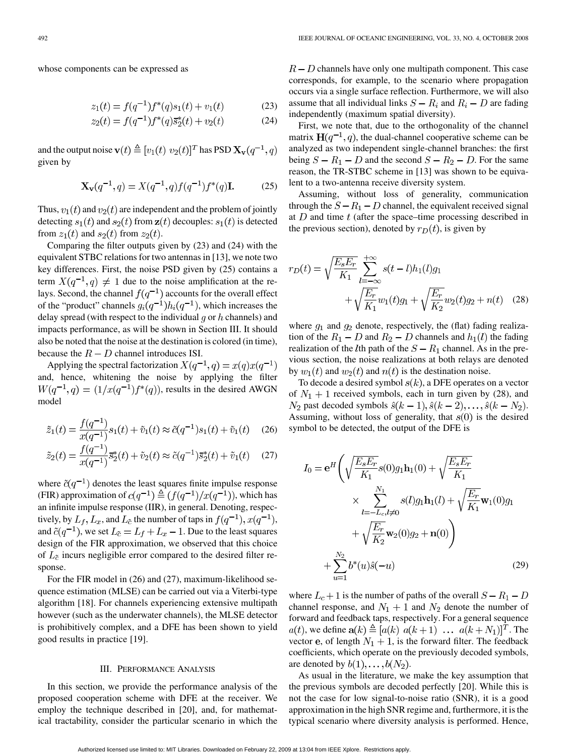whose components can be expressed as

$$z_1(t) = f(q^{-1})f^*(q)s_1(t) + v_1(t) \tag{23}$$

$$z_2(t) = f(q^{-1})f^*(q)\bar{s}_2^*(t) + v_2(t) \tag{24}$$

and the output noise $\mathbf{v}(t) \triangleq [v_1(t)\ v_2(t)]^T$ has PSD $\mathbf{X}_{\mathbf{v}}(q^{-1}, q)$ given by

$$\mathbf{X}_{\mathbf{v}}(q^{-1}, q) = X(q^{-1}, q)f(q^{-1})f^*(q)\mathbf{I}. \tag{25}$$

Thus, $v_1(t)$ and $v_2(t)$ are independent and the problem of jointly detecting $s_1(t)$ and $s_2(t)$ from $\mathbf{z}(t)$ decouples: $s_1(t)$ is detected from $z_1(t)$ and $s_2(t)$ from $z_2(t)$.

Comparing the filter outputs given by (23) and (24) with the equivalent STBC relations for two antennas in [13], we note two key differences. First, the noise PSD given by (25) contains a term $X(q^{-1}, q) \neq 1$ due to the noise amplification at the relays. Second, the channel $f(q^{-1})$ accounts for the overall effect of the "product" channels $g_i(q^{-1})h_i(q^{-1})$, which increases the delay spread (with respect to the individual $g$ or $h$ channels) and impacts performance, as will be shown in Section III. It should also be noted that the noise at the destination is colored (in time), because the $R-D$ channel introduces ISI.

Applying the spectral factorization $X(q^{-1}, q) = x(q)x(q^{-1})$ and, hence, whitening the noise by applying the filter $W(q^{-1}, q) = (1/x(q^{-1})f^*(q))$, results in the desired AWGN model

$$\tilde{z}_1(t) = \frac{f(q^{-1})}{x(q^{-1})}s_1(t) + \tilde{v}_1(t) \approx \tilde{c}(q^{-1})s_1(t) + \tilde{v}_1(t) \tag{26}$$

$$\tilde{z}_2(t) = \frac{f(q^{-1})}{x(q^{-1})}\bar{s}_2^*(t) + \tilde{v}_2(t) \approx \tilde{c}(q^{-1})\bar{s}_2^*(t) + \tilde{v}_1(t) \tag{27}$$

where $\tilde{c}(q^{-1})$ denotes the least squares finite impulse response (FIR) approximation of $c(q^{-1}) \triangleq (f(q^{-1})/x(q^{-1}))$, which has an infinite impulse response (IIR), in general. Denoting, respectively, by $L_f$, $L_x$, and $L_{\tilde{c}}$ the number of taps in $f(q^{-1})$, $x(q^{-1})$, and $\tilde{c}(q^{-1})$, we set $L_{\tilde{c}} = L_f + L_x - 1$. Due to the least squares design of the FIR approximation, we observed that this choice of $L_{\tilde{c}}$ incurs negligible error compared to the desired filter response.

For the FIR model in (26) and (27), maximum-likelihood sequence estimation (MLSE) can be carried out via a Viterbi-type algorithm [18]. For channels experiencing extensive multipath however (such as the underwater channels), the MLSE detector is prohibitively complex, and a DFE has been shown to yield good results in practice [19].

## III. Performance Analysis

In this section, we provide the performance analysis of the proposed cooperation scheme with DFE at the receiver. We employ the technique described in [20], and, for mathematical tractability, consider the particular scenario in which the $R-D$ channels have only one multipath component. This case corresponds, for example, to the scenario where propagation occurs via a single surface reflection. Furthermore, we will also assume that all individual links $S-R_i$ and $R_i-D$ are fading independently (maximum spatial diversity).

First, we note that, due to the orthogonality of the channel matrix $\mathbf{H}(q^{-1}, q)$, the dual-channel cooperative scheme can be analyzed as two independent single-channel branches: the first being $S-R_1-D$ and the second $S-R_2-D$. For the same reason, the TR-STBC scheme in [13] was shown to be equivalent to a two-antenna receive diversity system.

Assuming, without loss of generality, communication through the $S-R_1-D$ channel, the equivalent received signal at $D$ and time $t$ (after the space–time processing described in the previous section), denoted by $r_D(t)$, is given by

$$r_D(t) = \sqrt{\frac{E_sE_r}{K_1}}\sum_{l=-\infty}^{+\infty} s(t-l)h_1(l)g_1 + \sqrt{\frac{E_r}{K_1}}w_1(t)g_1 + \sqrt{\frac{E_r}{K_2}}w_2(t)g_2 + n(t) \tag{28}$$

where $g_1$ and $g_2$ denote, respectively, the (flat) fading realization of the $R_1-D$ and $R_2-D$ channels and $h_1(l)$ the fading realization of the $l$th path of the $S-R_1$ channel. As in the previous section, the noise realizations at both relays are denoted by $w_1(t)$ and $w_2(t)$ and $n(t)$ is the destination noise.

To decode a desired symbol $s(k)$, a DFE operates on a vector of $N_1+1$ received symbols, each in turn given by (28), and $N_2$ past decoded symbols $\hat{s}(k-1), \hat{s}(k-2), \ldots, \hat{s}(k-N_2)$. Assuming, without loss of generality, that $s(0)$ is the desired symbol to be detected, the output of the DFE is

$$I_0 = \mathbf{e}^H\Bigg(\sqrt{\frac{E_sE_r}{K_1}}s(0)g_1\mathbf{h}_1(0) + \sqrt{\frac{E_sE_r}{K_1}} \times \sum_{l=-L_c, l\neq 0}^{N_1} s(l)g_1\mathbf{h}_1(l) + \sqrt{\frac{E_r}{K_1}}\mathbf{w}_1(0)g_1 + \sqrt{\frac{E_r}{K_2}}\mathbf{w}_2(0)g_2 + \mathbf{n}(0)\Bigg) + \sum_{u=1}^{N_2} b^*(u)\hat{s}(-u) \tag{29}$$

where $L_c+1$ is the number of paths of the overall $S-R_1-D$ channel response, and $N_1+1$ and $N_2$ denote the number of forward and feedback taps, respectively. For a general sequence $a(t)$, we define $\mathbf{a}(k) \triangleq [a(k)\ a(k+1)\ \ldots\ a(k+N_1)]^T$. The vector $\mathbf{e}$, of length $N_1+1$, is the forward filter. The feedback coefficients, which operate on the previously decoded symbols, are denoted by $b(1), \ldots, b(N_2)$.

As usual in the literature, we make the key assumption that the previous symbols are decoded perfectly [20]. While this is not the case for low signal-to-noise ratio (SNR), it is a good approximation in the high SNR regime and, furthermore, it is the typical scenario where diversity analysis is performed. Hence,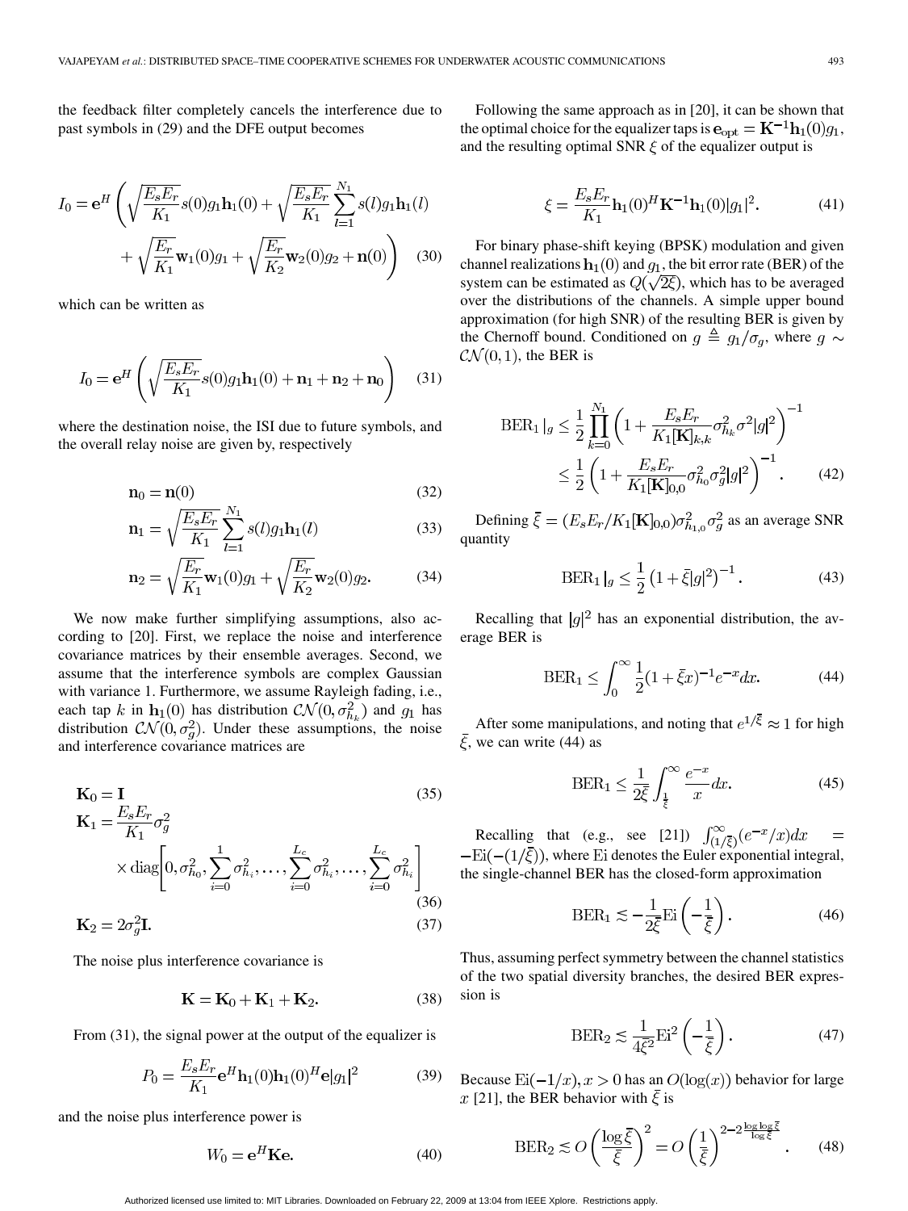the feedback filter completely cancels the interference due to past symbols in (29) and the DFE output becomes

$$I_0 = \mathbf{e}^H \left( \sqrt{\frac{E_s E_r}{K_1}} s(0) g_1 \mathbf{h}_1(0) + \sqrt{\frac{E_s E_r}{K_1}} \sum_{l=1}^{N_1} s(l) g_1 \mathbf{h}_1(l) + \sqrt{\frac{E_r}{K_1}} \mathbf{w}_1(0) g_1 + \sqrt{\frac{E_r}{K_2}} \mathbf{w}_2(0) g_2 + \mathbf{n}(0) \right) \quad (30)$$

which can be written as

$$I_0 = \mathbf{e}^H \left( \sqrt{\frac{E_s E_r}{K_1}} s(0) g_1 \mathbf{h}_1(0) + \mathbf{n}_1 + \mathbf{n}_2 + \mathbf{n}_0 \right) \quad (31)$$

where the destination noise, the ISI due to future symbols, and the overall relay noise are given by, respectively

$$\mathbf{n}_0 = \mathbf{n}(0) \quad (32)$$

$$\mathbf{n}_1 = \sqrt{\frac{E_s E_r}{K_1}} \sum_{l=1}^{N_1} s(l) g_1 \mathbf{h}_1(l) \quad (33)$$

$$\mathbf{n}_2 = \sqrt{\frac{E_r}{K_1}} \mathbf{w}_1(0) g_1 + \sqrt{\frac{E_r}{K_2}} \mathbf{w}_2(0) g_2. \quad (34)$$

We now make further simplifying assumptions, also according to [20]. First, we replace the noise and interference covariance matrices by their ensemble averages. Second, we assume that the interference symbols are complex Gaussian with variance 1. Furthermore, we assume Rayleigh fading, i.e., each tap $k$ in $\mathbf{h}_1(0)$ has distribution $\mathcal{CN}(0, \sigma_{h_k}^2)$ and $g_1$ has distribution $\mathcal{CN}(0, \sigma_g^2)$. Under these assumptions, the noise and interference covariance matrices are

$$\mathbf{K}_0 = \mathbf{I} \quad (35)$$

$$\mathbf{K}_1 = \frac{E_s E_r}{K_1} \sigma_g^2 \times \operatorname{diag}\left[ 0, \sigma_{h_0}^2, \sum_{i=0}^{1} \sigma_{h_i}^2, \ldots, \sum_{i=0}^{L_c} \sigma_{h_i}^2, \ldots, \sum_{i=0}^{L_c} \sigma_{h_i}^2 \right] \quad (36)$$

$$\mathbf{K}_2 = 2\sigma_g^2 \mathbf{I}. \quad (37)$$

The noise plus interference covariance is

$$\mathbf{K} = \mathbf{K}_0 + \mathbf{K}_1 + \mathbf{K}_2. \quad (38)$$

From (31), the signal power at the output of the equalizer is

$$P_0 = \frac{E_s E_r}{K_1} \mathbf{e}^H \mathbf{h}_1(0) \mathbf{h}_1(0)^H \mathbf{e} |g_1|^2 \quad (39)$$

and the noise plus interference power is

$$W_0 = \mathbf{e}^H \mathbf{K} \mathbf{e}. \quad (40)$$

Following the same approach as in [20], it can be shown that the optimal choice for the equalizer taps is $\mathbf{e}_{\text{opt}} = \mathbf{K}^{-1} \mathbf{h}_1(0) g_1$, and the resulting optimal SNR $\xi$ of the equalizer output is

$$\xi = \frac{E_s E_r}{K_1} \mathbf{h}_1(0)^H \mathbf{K}^{-1} \mathbf{h}_1(0) |g_1|^2. \quad (41)$$

For binary phase-shift keying (BPSK) modulation and given channel realizations $\mathbf{h}_1(0)$ and $g_1$, the bit error rate (BER) of the system can be estimated as $Q(\sqrt{2\xi})$, which has to be averaged over the distributions of the channels. A simple upper bound approximation (for high SNR) of the resulting BER is given by the Chernoff bound. Conditioned on $g \triangleq g_1/\sigma_g$, where $g \sim \mathcal{CN}(0, 1)$, the BER is

$$\mathrm{BER}_1|_g \leq \frac{1}{2} \prod_{k=0}^{N_1} \left( 1 + \frac{E_s E_r}{K_1 [\mathbf{K}]_{k,k}} \sigma_{h_k}^2 \sigma^2 |g|^2 \right)^{-1} \leq \frac{1}{2} \left( 1 + \frac{E_s E_r}{K_1 [\mathbf{K}]_{0,0}} \sigma_{h_0}^2 \sigma_g^2 |g|^2 \right)^{-1}. \quad (42)$$

Defining $\bar{\xi} = (E_s E_r / K_1 [\mathbf{K}]_{0,0}) \sigma_{h_{1,0}}^2 \sigma_g^2$ as an average SNR quantity

$$\mathrm{BER}_1|_g \leq \frac{1}{2} \left( 1 + \bar{\xi} |g|^2 \right)^{-1}. \quad (43)$$

Recalling that $|g|^2$ has an exponential distribution, the average BER is

$$\mathrm{BER}_1 \leq \int_0^\infty \frac{1}{2} (1 + \bar{\xi} x)^{-1} e^{-x} dx. \quad (44)$$

After some manipulations, and noting that $e^{1/\bar{\xi}} \approx 1$ for high $\bar{\xi}$, we can write (44) as

$$\mathrm{BER}_1 \leq \frac{1}{2\bar{\xi}} \int_{\frac{1}{\bar{\xi}}}^\infty \frac{e^{-x}}{x} dx. \quad (45)$$

Recalling that (e.g., see [21]) $\int_{(1/\bar{\xi})}^\infty (e^{-x}/x) dx = -\mathrm{Ei}(-(1/\bar{\xi}))$, where Ei denotes the Euler exponential integral, the single-channel BER has the closed-form approximation

$$\mathrm{BER}_1 \lesssim -\frac{1}{2\bar{\xi}} \mathrm{Ei}\left( -\frac{1}{\bar{\xi}} \right). \quad (46)$$

Thus, assuming perfect symmetry between the channel statistics of the two spatial diversity branches, the desired BER expression is

$$\mathrm{BER}_2 \lesssim \frac{1}{4\bar{\xi}^2} \mathrm{Ei}^2 \left( -\frac{1}{\bar{\xi}} \right). \quad (47)$$

Because $\mathrm{Ei}(-1/x), x > 0$ has an $O(\log(x))$ behavior for large $x$ [21], the BER behavior with $\bar{\xi}$ is

$$\mathrm{BER}_2 \lesssim O\left( \frac{\log \bar{\xi}}{\bar{\xi}} \right)^2 = O\left( \frac{1}{\bar{\xi}} \right)^{2 - 2\frac{\log \log \bar{\xi}}{\log \bar{\xi}}}. \quad (48)$$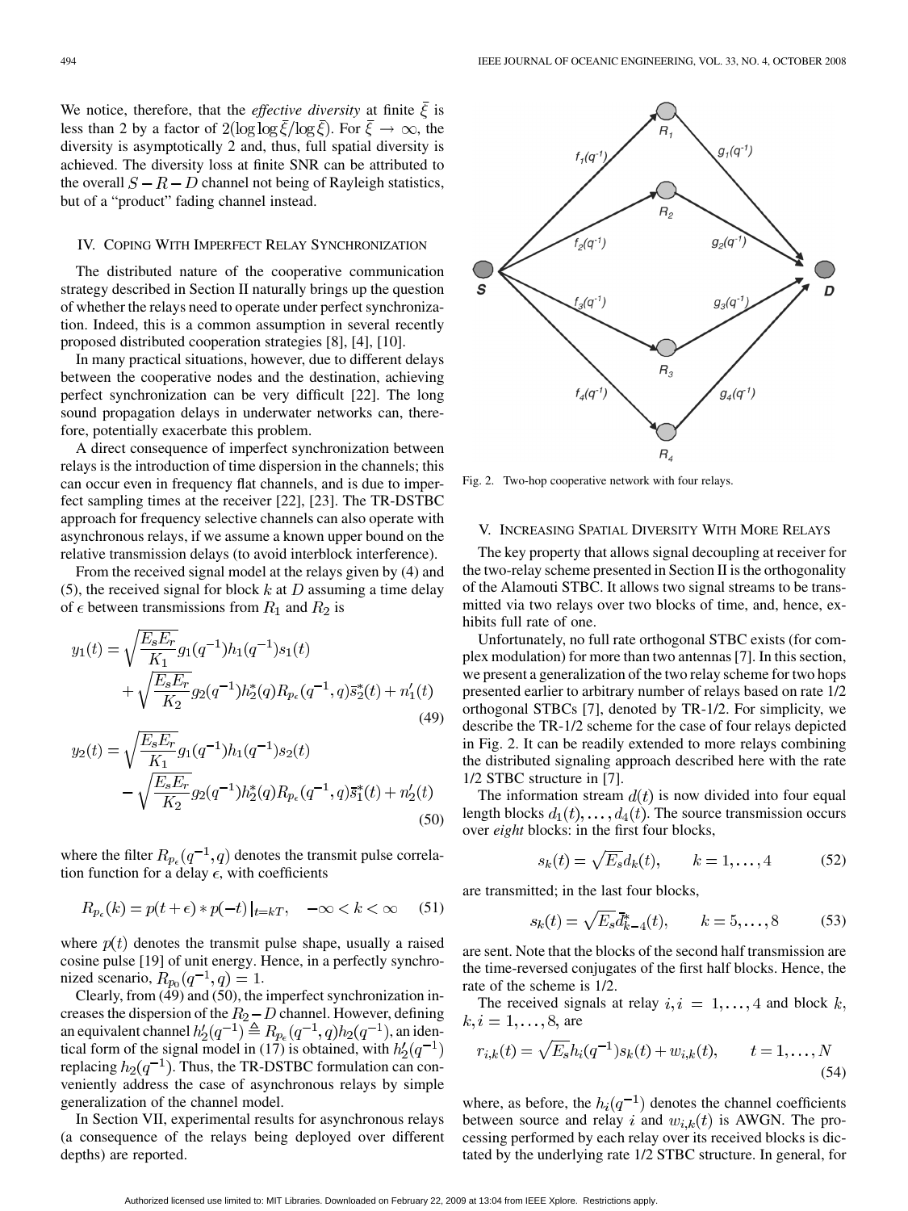We notice, therefore, that the *effective diversity* at finite $\bar{\xi}$ is less than 2 by a factor of $2(\log\log\bar{\xi}/\log\bar{\xi})$. For $\bar{\xi} \to \infty$, the diversity is asymptotically 2 and, thus, full spatial diversity is achieved. The diversity loss at finite SNR can be attributed to the overall $S-R-D$ channel not being of Rayleigh statistics, but of a "product" fading channel instead.

## IV. Coping With Imperfect Relay Synchronization

The distributed nature of the cooperative communication strategy described in Section II naturally brings up the question of whether the relays need to operate under perfect synchronization. Indeed, this is a common assumption in several recently proposed distributed cooperation strategies [8], [4], [10].

In many practical situations, however, due to different delays between the cooperative nodes and the destination, achieving perfect synchronization can be very difficult [22]. The long sound propagation delays in underwater networks can, therefore, potentially exacerbate this problem.

A direct consequence of imperfect synchronization between relays is the introduction of time dispersion in the channels; this can occur even in frequency flat channels, and is due to imperfect sampling times at the receiver [22], [23]. The TR-DSTBC approach for frequency selective channels can also operate with asynchronous relays, if we assume a known upper bound on the relative transmission delays (to avoid interblock interference).

From the received signal model at the relays given by (4) and (5), the received signal for block $k$ at $D$ assuming a time delay of $\epsilon$ between transmissions from $R_1$ and $R_2$ is

$$y_1(t) = \sqrt{\frac{E_s E_r}{K_1}} g_1(q^{-1}) h_1(q^{-1}) s_1(t) + \sqrt{\frac{E_s E_r}{K_2}} g_2(q^{-1}) h_2^*(q) R_{p_\epsilon}(q^{-1}, q) \bar{s}_2^*(t) + n_1'(t) \tag{49}$$

$$y_2(t) = \sqrt{\frac{E_s E_r}{K_1}} g_1(q^{-1}) h_1(q^{-1}) s_2(t) - \sqrt{\frac{E_s E_r}{K_2}} g_2(q^{-1}) h_2^*(q) R_{p_\epsilon}(q^{-1}, q) \bar{s}_1^*(t) + n_2'(t) \tag{50}$$

where the filter $R_{p_\epsilon}(q^{-1}, q)$ denotes the transmit pulse correlation function for a delay $\epsilon$, with coefficients

$$R_{p_\epsilon}(k) = p(t+\epsilon) * p(-t)\big|_{t=kT}, \quad -\infty < k < \infty \tag{51}$$

where $p(t)$ denotes the transmit pulse shape, usually a raised cosine pulse [19] of unit energy. Hence, in a perfectly synchronized scenario, $R_{p_0}(q^{-1}, q) = 1$.

Clearly, from (49) and (50), the imperfect synchronization increases the dispersion of the $R_2 - D$ channel. However, defining an equivalent channel $h_2'(q^{-1}) \triangleq R_{p_\epsilon}(q^{-1}, q) h_2(q^{-1})$, an identical form of the signal model in (17) is obtained, with $h_2'(q^{-1})$ replacing $h_2(q^{-1})$. Thus, the TR-DSTBC formulation can conveniently address the case of asynchronous relays by simple generalization of the channel model.

In Section VII, experimental results for asynchronous relays (a consequence of the relays being deployed over different depths) are reported.

Fig. 2. Two-hop cooperative network with four relays.

## V. Increasing Spatial Diversity With More Relays

The key property that allows signal decoupling at receiver for the two-relay scheme presented in Section II is the orthogonality of the Alamouti STBC. It allows two signal streams to be transmitted via two relays over two blocks of time, and, hence, exhibits full rate of one.

Unfortunately, no full rate orthogonal STBC exists (for complex modulation) for more than two antennas [7]. In this section, we present a generalization of the two relay scheme for two hops presented earlier to arbitrary number of relays based on rate 1/2 orthogonal STBCs [7], denoted by TR-1/2. For simplicity, we describe the TR-1/2 scheme for the case of four relays depicted in Fig. 2. It can be readily extended to more relays combining the distributed signaling approach described here with the rate 1/2 STBC structure in [7].

The information stream $d(t)$ is now divided into four equal length blocks $d_1(t), \ldots, d_4(t)$. The source transmission occurs over *eight* blocks: in the first four blocks,

$$s_k(t) = \sqrt{E_s} d_k(t), \qquad k = 1, \ldots, 4 \tag{52}$$

are transmitted; in the last four blocks,

$$s_k(t) = \sqrt{E_s} \bar{d}_{k-4}^*(t), \qquad k = 5, \ldots, 8 \tag{53}$$

are sent. Note that the blocks of the second half transmission are the time-reversed conjugates of the first half blocks. Hence, the rate of the scheme is 1/2.

The received signals at relay $i, i = 1, \ldots, 4$ and block $k$, $k, i = 1, \ldots, 8$, are

$$r_{i,k}(t) = \sqrt{E_s} h_i(q^{-1}) s_k(t) + w_{i,k}(t), \qquad t = 1, \ldots, N \tag{54}$$

where, as before, the $h_i(q^{-1})$ denotes the channel coefficients between source and relay $i$ and $w_{i,k}(t)$ is AWGN. The processing performed by each relay over its received blocks is dictated by the underlying rate 1/2 STBC structure. In general, for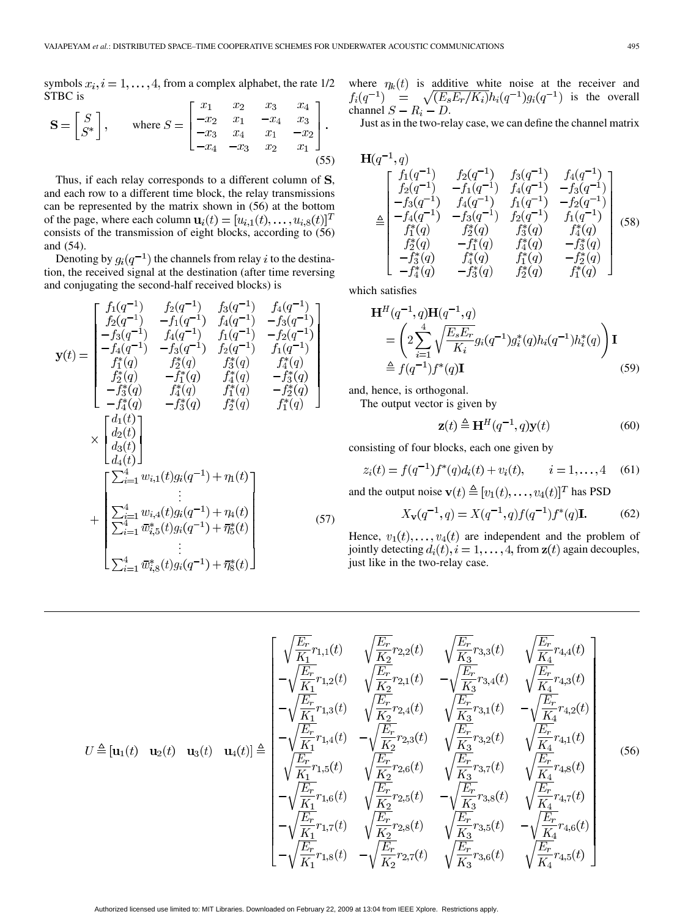symbols $x_i, i = 1, \ldots, 4$, from a complex alphabet, the rate 1/2 STBC is

$$\mathbf{S} = \begin{bmatrix} S \\ S^* \end{bmatrix}, \qquad \text{where } S = \begin{bmatrix} x_1 & x_2 & x_3 & x_4 \\ -x_2 & x_1 & -x_4 & x_3 \\ -x_3 & x_4 & x_1 & -x_2 \\ -x_4 & -x_3 & x_2 & x_1 \end{bmatrix}. \tag{55}$$

Thus, if each relay corresponds to a different column of $\mathbf{S}$, and each row to a different time block, the relay transmissions can be represented by the matrix shown in (56) at the bottom of the page, where each column $\mathbf{u}_i(t) = [u_{i,1}(t), \ldots, u_{i,8}(t)]^T$ consists of the transmission of eight blocks, according to (56) and (54).

Denoting by $g_i(q^{-1})$ the channels from relay $i$ to the destination, the received signal at the destination (after time reversing and conjugating the second-half received blocks) is

$$\mathbf{y}(t) = \begin{bmatrix} f_1(q^{-1}) & f_2(q^{-1}) & f_3(q^{-1}) & f_4(q^{-1}) \\ f_2(q^{-1}) & -f_1(q^{-1}) & f_4(q^{-1}) & -f_3(q^{-1}) \\ -f_3(q^{-1}) & f_4(q^{-1}) & f_1(q^{-1}) & -f_2(q^{-1}) \\ -f_4(q^{-1}) & -f_3(q^{-1}) & f_2(q^{-1}) & f_1(q^{-1}) \\ f_1^*(q) & f_2^*(q) & f_3^*(q) & f_4^*(q) \\ f_2^*(q) & -f_1^*(q) & f_4^*(q) & -f_3^*(q) \\ -f_3^*(q) & f_4^*(q) & f_1^*(q) & -f_2^*(q) \\ -f_4^*(q) & -f_3^*(q) & f_2^*(q) & f_1^*(q) \end{bmatrix} \times \begin{bmatrix} d_1(t) \\ d_2(t) \\ d_3(t) \\ d_4(t) \end{bmatrix} + \begin{bmatrix} \sum_{i=1}^4 w_{i,1}(t) g_i(q^{-1}) + \eta_1(t) \\ \vdots \\ \sum_{i=1}^4 w_{i,4}(t) g_i(q^{-1}) + \eta_4(t) \\ \sum_{i=1}^4 \bar{w}_{i,5}^*(t) g_i(q^{-1}) + \bar{\eta}_5^*(t) \\ \vdots \\ \sum_{i=1}^4 \bar{w}_{i,8}^*(t) g_i(q^{-1}) + \bar{\eta}_8^*(t) \end{bmatrix} \tag{57}$$

where $\eta_k(t)$ is additive white noise at the receiver and $f_i(q^{-1}) = \sqrt{(E_s E_r / K_i)} h_i(q^{-1}) g_i(q^{-1})$ is the overall channel $S - R_i - D$.

Just as in the two-relay case, we can define the channel matrix

$$\mathbf{H}(q^{-1}, q) \triangleq \begin{bmatrix} f_1(q^{-1}) & f_2(q^{-1}) & f_3(q^{-1}) & f_4(q^{-1}) \\ f_2(q^{-1}) & -f_1(q^{-1}) & f_4(q^{-1}) & -f_3(q^{-1}) \\ -f_3(q^{-1}) & f_4(q^{-1}) & f_1(q^{-1}) & -f_2(q^{-1}) \\ -f_4(q^{-1}) & -f_3(q^{-1}) & f_2(q^{-1}) & f_1(q^{-1}) \\ f_1^*(q) & f_2^*(q) & f_3^*(q) & f_4^*(q) \\ f_2^*(q) & -f_1^*(q) & f_4^*(q) & -f_3^*(q) \\ -f_3^*(q) & f_4^*(q) & f_1^*(q) & -f_2^*(q) \\ -f_4^*(q) & -f_3^*(q) & f_2^*(q) & f_1^*(q) \end{bmatrix} \tag{58}$$

which satisfies

$$\mathbf{H}^H(q^{-1}, q)\mathbf{H}(q^{-1}, q) = \left( 2 \sum_{i=1}^4 \sqrt{\frac{E_s E_r}{K_i}} g_i(q^{-1}) g_i^*(q) h_i(q^{-1}) h_i^*(q) \right) \mathbf{I} \triangleq f(q^{-1}) f^*(q) \mathbf{I} \tag{59}$$

and, hence, is orthogonal.

The output vector is given by

$$\mathbf{z}(t) \triangleq \mathbf{H}^H(q^{-1}, q)\mathbf{y}(t) \tag{60}$$

consisting of four blocks, each one given by

$$z_i(t) = f(q^{-1}) f^*(q) d_i(t) + v_i(t), \qquad i = 1, \ldots, 4 \tag{61}$$

and the output noise $\mathbf{v}(t) \triangleq [v_1(t), \ldots, v_4(t)]^T$ has PSD

$$X_{\mathbf{v}}(q^{-1}, q) = X(q^{-1}, q) f(q^{-1}) f^*(q) \mathbf{I}. \tag{62}$$

Hence, $v_1(t), \ldots, v_4(t)$ are independent and the problem of jointly detecting $d_i(t), i = 1, \ldots, 4$, from $\mathbf{z}(t)$ again decouples, just like in the two-relay case.

$$U \triangleq [\mathbf{u}_1(t) \quad \mathbf{u}_2(t) \quad \mathbf{u}_3(t) \quad \mathbf{u}_4(t)] \triangleq \begin{bmatrix} \sqrt{\frac{E_r}{K_1}} r_{1,1}(t) & \sqrt{\frac{E_r}{K_2}} r_{2,2}(t) & \sqrt{\frac{E_r}{K_3}} r_{3,3}(t) & \sqrt{\frac{E_r}{K_4}} r_{4,4}(t) \\ -\sqrt{\frac{E_r}{K_1}} r_{1,2}(t) & \sqrt{\frac{E_r}{K_2}} r_{2,1}(t) & -\sqrt{\frac{E_r}{K_3}} r_{3,4}(t) & \sqrt{\frac{E_r}{K_4}} r_{4,3}(t) \\ -\sqrt{\frac{E_r}{K_1}} r_{1,3}(t) & \sqrt{\frac{E_r}{K_2}} r_{2,4}(t) & \sqrt{\frac{E_r}{K_3}} r_{3,1}(t) & -\sqrt{\frac{E_r}{K_4}} r_{4,2}(t) \\ -\sqrt{\frac{E_r}{K_1}} r_{1,4}(t) & -\sqrt{\frac{E_r}{K_2}} r_{2,3}(t) & \sqrt{\frac{E_r}{K_3}} r_{3,2}(t) & \sqrt{\frac{E_r}{K_4}} r_{4,1}(t) \\ \sqrt{\frac{E_r}{K_1}} r_{1,5}(t) & \sqrt{\frac{E_r}{K_2}} r_{2,6}(t) & \sqrt{\frac{E_r}{K_3}} r_{3,7}(t) & \sqrt{\frac{E_r}{K_4}} r_{4,8}(t) \\ -\sqrt{\frac{E_r}{K_1}} r_{1,6}(t) & \sqrt{\frac{E_r}{K_2}} r_{2,5}(t) & -\sqrt{\frac{E_r}{K_3}} r_{3,8}(t) & \sqrt{\frac{E_r}{K_4}} r_{4,7}(t) \\ -\sqrt{\frac{E_r}{K_1}} r_{1,7}(t) & \sqrt{\frac{E_r}{K_2}} r_{2,8}(t) & \sqrt{\frac{E_r}{K_3}} r_{3,5}(t) & -\sqrt{\frac{E_r}{K_4}} r_{4,6}(t) \\ -\sqrt{\frac{E_r}{K_1}} r_{1,8}(t) & -\sqrt{\frac{E_r}{K_2}} r_{2,7}(t) & \sqrt{\frac{E_r}{K_3}} r_{3,6}(t) & \sqrt{\frac{E_r}{K_4}} r_{4,5}(t) \end{bmatrix} \tag{56}$$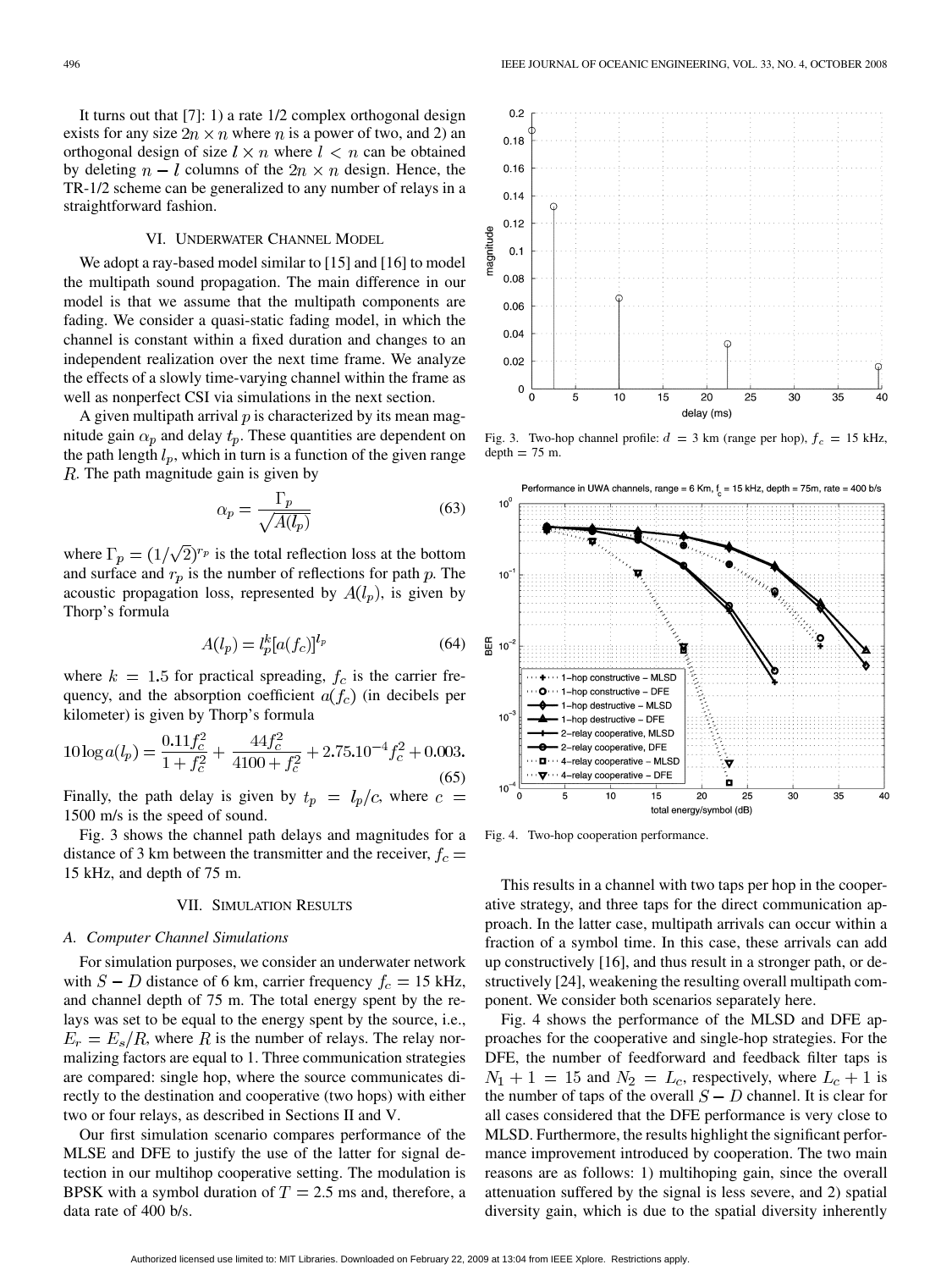It turns out that [7]: 1) a rate 1/2 complex orthogonal design exists for any size $2n \times n$ where $n$ is a power of two, and 2) an orthogonal design of size $l \times n$ where $l < n$ can be obtained by deleting $n - l$ columns of the $2n \times n$ design. Hence, the TR-1/2 scheme can be generalized to any number of relays in a straightforward fashion.

## VI. Underwater Channel Model

We adopt a ray-based model similar to [15] and [16] to model the multipath sound propagation. The main difference in our model is that we assume that the multipath components are fading. We consider a quasi-static fading model, in which the channel is constant within a fixed duration and changes to an independent realization over the next time frame. We analyze the effects of a slowly time-varying channel within the frame as well as nonperfect CSI via simulations in the next section.

A given multipath arrival $p$ is characterized by its mean magnitude gain $\alpha_p$ and delay $t_p$. These quantities are dependent on the path length $l_p$, which in turn is a function of the given range $R$. The path magnitude gain is given by

$$\alpha_p = \frac{\Gamma_p}{\sqrt{A(l_p)}} \tag{63}$$

where $\Gamma_p = (1/\sqrt{2})^{r_p}$ is the total reflection loss at the bottom and surface and $r_p$ is the number of reflections for path $p$. The acoustic propagation loss, represented by $A(l_p)$, is given by Thorp's formula

$$A(l_p) = l_p^k [a(f_c)]^{l_p} \tag{64}$$

where $k = 1.5$ for practical spreading, $f_c$ is the carrier frequency, and the absorption coefficient $a(f_c)$ (in decibels per kilometer) is given by Thorp's formula

$$10 \log a(l_p) = \frac{0.11 f_c^2}{1 + f_c^2} + \frac{44 f_c^2}{4100 + f_c^2} + 2.75.10^{-4} f_c^2 + 0.003. \tag{65}$$

Finally, the path delay is given by $t_p = l_p / c$, where $c = 1500$ m/s is the speed of sound.

Fig. 3 shows the channel path delays and magnitudes for a distance of 3 km between the transmitter and the receiver, $f_c = 15$ kHz, and depth of 75 m.

## VII. Simulation Results

### A. Computer Channel Simulations

For simulation purposes, we consider an underwater network with $S - D$ distance of 6 km, carrier frequency $f_c = 15$ kHz, and channel depth of 75 m. The total energy spent by the relays was set to be equal to the energy spent by the source, i.e., $E_r = E_s / R$, where $R$ is the number of relays. The relay normalizing factors are equal to 1. Three communication strategies are compared: single hop, where the source communicates directly to the destination and cooperative (two hops) with either two or four relays, as described in Sections II and V.

Our first simulation scenario compares performance of the MLSE and DFE to justify the use of the latter for signal detection in our multihop cooperative setting. The modulation is BPSK with a symbol duration of $T = 2.5$ ms and, therefore, a data rate of 400 b/s.

Fig. 3. Two-hop channel profile: $d = 3$ km (range per hop), $f_c = 15$ kHz, depth $= 75$ m.

Fig. 4. Two-hop cooperation performance.

This results in a channel with two taps per hop in the cooperative strategy, and three taps for the direct communication approach. In the latter case, multipath arrivals can occur within a fraction of a symbol time. In this case, these arrivals can add up constructively [16], and thus result in a stronger path, or destructively [24], weakening the resulting overall multipath component. We consider both scenarios separately here.

Fig. 4 shows the performance of the MLSD and DFE approaches for the cooperative and single-hop strategies. For the DFE, the number of feedforward and feedback filter taps is $N_1 + 1 = 15$ and $N_2 = L_c$, respectively, where $L_c + 1$ is the number of taps of the overall $S - D$ channel. It is clear for all cases considered that the DFE performance is very close to MLSD. Furthermore, the results highlight the significant performance improvement introduced by cooperation. The two main reasons are as follows: 1) multihoping gain, since the overall attenuation suffered by the signal is less severe, and 2) spatial diversity gain, which is due to the spatial diversity inherently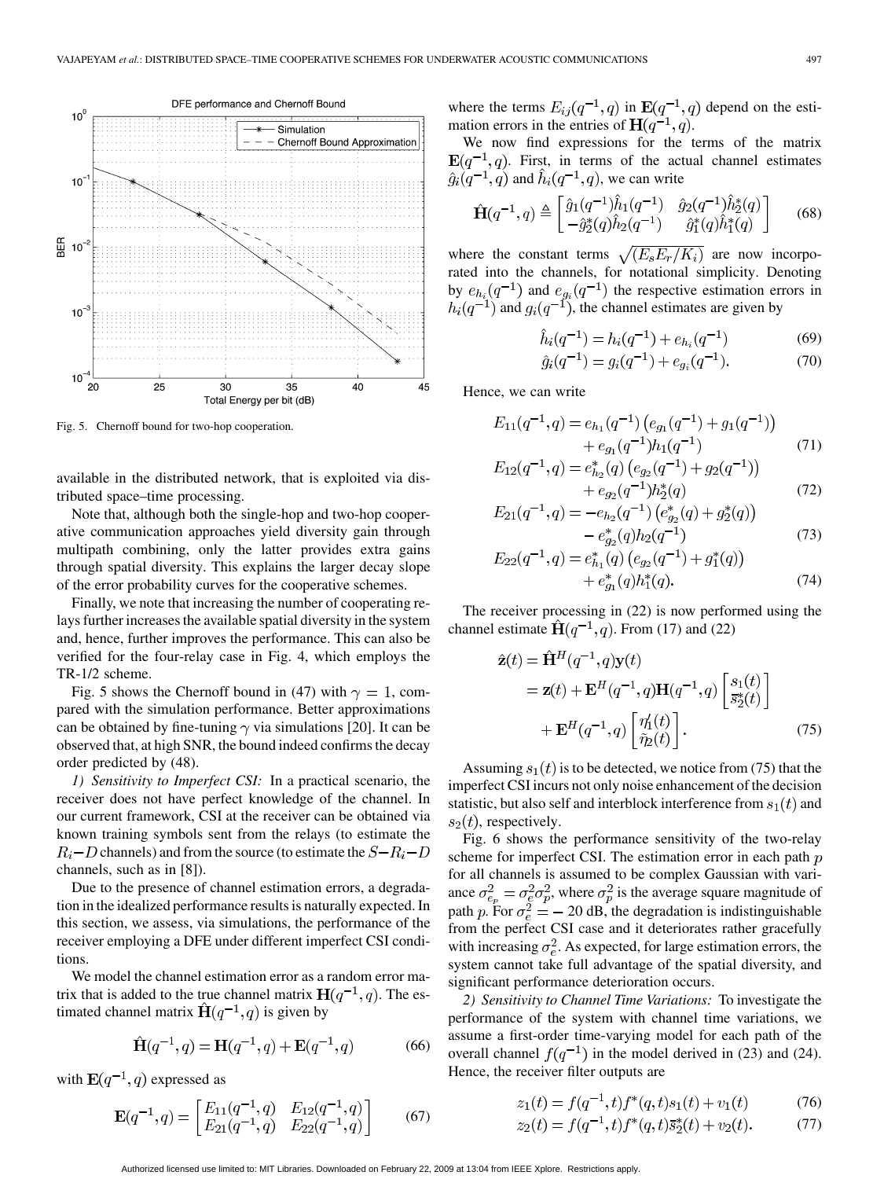Fig. 5. Chernoff bound for two-hop cooperation.

available in the distributed network, that is exploited via distributed space–time processing.

Note that, although both the single-hop and two-hop cooperative communication approaches yield diversity gain through multipath combining, only the latter provides extra gains through spatial diversity. This explains the larger decay slope of the error probability curves for the cooperative schemes.

Finally, we note that increasing the number of cooperating relays further increases the available spatial diversity in the system and, hence, further improves the performance. This can also be verified for the four-relay case in Fig. 4, which employs the TR-1/2 scheme.

Fig. 5 shows the Chernoff bound in (47) with $\gamma = 1$, compared with the simulation performance. Better approximations can be obtained by fine-tuning $\gamma$ via simulations [20]. It can be observed that, at high SNR, the bound indeed confirms the decay order predicted by (48).

*1) Sensitivity to Imperfect CSI:* In a practical scenario, the receiver does not have perfect knowledge of the channel. In our current framework, CSI at the receiver can be obtained via known training symbols sent from the relays (to estimate the $R_i{-}D$ channels) and from the source (to estimate the $S{-}R_i{-}D$ channels, such as in [8]).

Due to the presence of channel estimation errors, a degradation in the idealized performance results is naturally expected. In this section, we assess, via simulations, the performance of the receiver employing a DFE under different imperfect CSI conditions.

We model the channel estimation error as a random error matrix that is added to the true channel matrix $\mathbf{H}(q^{-1}, q)$. The estimated channel matrix $\hat{\mathbf{H}}(q^{-1}, q)$ is given by

$$\hat{\mathbf{H}}(q^{-1}, q) = \mathbf{H}(q^{-1}, q) + \mathbf{E}(q^{-1}, q) \tag{66}$$

with $\mathbf{E}(q^{-1}, q)$ expressed as

$$\mathbf{E}(q^{-1}, q) = \begin{bmatrix} E_{11}(q^{-1}, q) & E_{12}(q^{-1}, q) \\ E_{21}(q^{-1}, q) & E_{22}(q^{-1}, q) \end{bmatrix} \tag{67}$$

where the terms $E_{ij}(q^{-1}, q)$ in $\mathbf{E}(q^{-1}, q)$ depend on the estimation errors in the entries of $\mathbf{H}(q^{-1}, q)$.

We now find expressions for the terms of the matrix $\mathbf{E}(q^{-1}, q)$. First, in terms of the actual channel estimates $\hat{g}_i(q^{-1}, q)$ and $\hat{h}_i(q^{-1}, q)$, we can write

$$\hat{\mathbf{H}}(q^{-1}, q) \triangleq \begin{bmatrix} \hat{g}_1(q^{-1})\hat{h}_1(q^{-1}) & \hat{g}_2(q^{-1})\hat{h}_2^*(q) \\ -\hat{g}_2^*(q)\hat{h}_2(q^{-1}) & \hat{g}_1^*(q)\hat{h}_1^*(q) \end{bmatrix} \tag{68}$$

where the constant terms $\sqrt{(E_s E_r / K_i)}$ are now incorporated into the channels, for notational simplicity. Denoting by $e_{h_i}(q^{-1})$ and $e_{g_i}(q^{-1})$ the respective estimation errors in $h_i(q^{-1})$ and $g_i(q^{-1})$, the channel estimates are given by

$$\hat{h}_i(q^{-1}) = h_i(q^{-1}) + e_{h_i}(q^{-1}) \tag{69}$$

$$\hat{g}_i(q^{-1}) = g_i(q^{-1}) + e_{g_i}(q^{-1}). \tag{70}$$

Hence, we can write

$$E_{11}(q^{-1}, q) = e_{h_1}(q^{-1})\left(e_{g_1}(q^{-1}) + g_1(q^{-1})\right) + e_{g_1}(q^{-1})h_1(q^{-1}) \tag{71}$$

$$E_{12}(q^{-1}, q) = e_{h_2}^*(q)\left(e_{g_2}(q^{-1}) + g_2(q^{-1})\right) + e_{g_2}(q^{-1})h_2^*(q) \tag{72}$$

$$E_{21}(q^{-1}, q) = -e_{h_2}(q^{-1})\left(e_{g_2}^*(q) + g_2^*(q)\right) - e_{g_2}^*(q)h_2(q^{-1}) \tag{73}$$

$$E_{22}(q^{-1}, q) = e_{h_1}^*(q)\left(e_{g_2}(q^{-1}) + g_1^*(q)\right) + e_{g_1}^*(q)h_1^*(q). \tag{74}$$

The receiver processing in (22) is now performed using the channel estimate $\hat{\mathbf{H}}(q^{-1}, q)$. From (17) and (22)

$$\begin{aligned} \hat{\mathbf{z}}(t) &= \hat{\mathbf{H}}^H(q^{-1}, q)\mathbf{y}(t) \\ &= \mathbf{z}(t) + \mathbf{E}^H(q^{-1}, q)\mathbf{H}(q^{-1}, q)\begin{bmatrix} s_1(t) \\ \bar{s}_2^*(t) \end{bmatrix} \\ &\quad + \mathbf{E}^H(q^{-1}, q)\begin{bmatrix} \eta_1'(t) \\ \tilde{\eta}_2(t) \end{bmatrix}. \end{aligned} \tag{75}$$

Assuming $s_1(t)$ is to be detected, we notice from (75) that the imperfect CSI incurs not only noise enhancement of the decision statistic, but also self and interblock interference from $s_1(t)$ and $s_2(t)$, respectively.

Fig. 6 shows the performance sensitivity of the two-relay scheme for imperfect CSI. The estimation error in each path $p$ for all channels is assumed to be complex Gaussian with variance $\sigma_{e_p}^2 = \sigma_e^2 \sigma_p^2$, where $\sigma_p^2$ is the average square magnitude of path $p$. For $\sigma_e^2 = -20$ dB, the degradation is indistinguishable from the perfect CSI case and it deteriorates rather gracefully with increasing $\sigma_e^2$. As expected, for large estimation errors, the system cannot take full advantage of the spatial diversity, and significant performance deterioration occurs.

*2) Sensitivity to Channel Time Variations:* To investigate the performance of the system with channel time variations, we assume a first-order time-varying model for each path of the overall channel $f(q^{-1})$ in the model derived in (23) and (24). Hence, the receiver filter outputs are

$$z_1(t) = f(q^{-1}, t)f^*(q, t)s_1(t) + v_1(t) \tag{76}$$

$$z_2(t) = f(q^{-1}, t)f^*(q, t)\bar{s}_2^*(t) + v_2(t). \tag{77}$$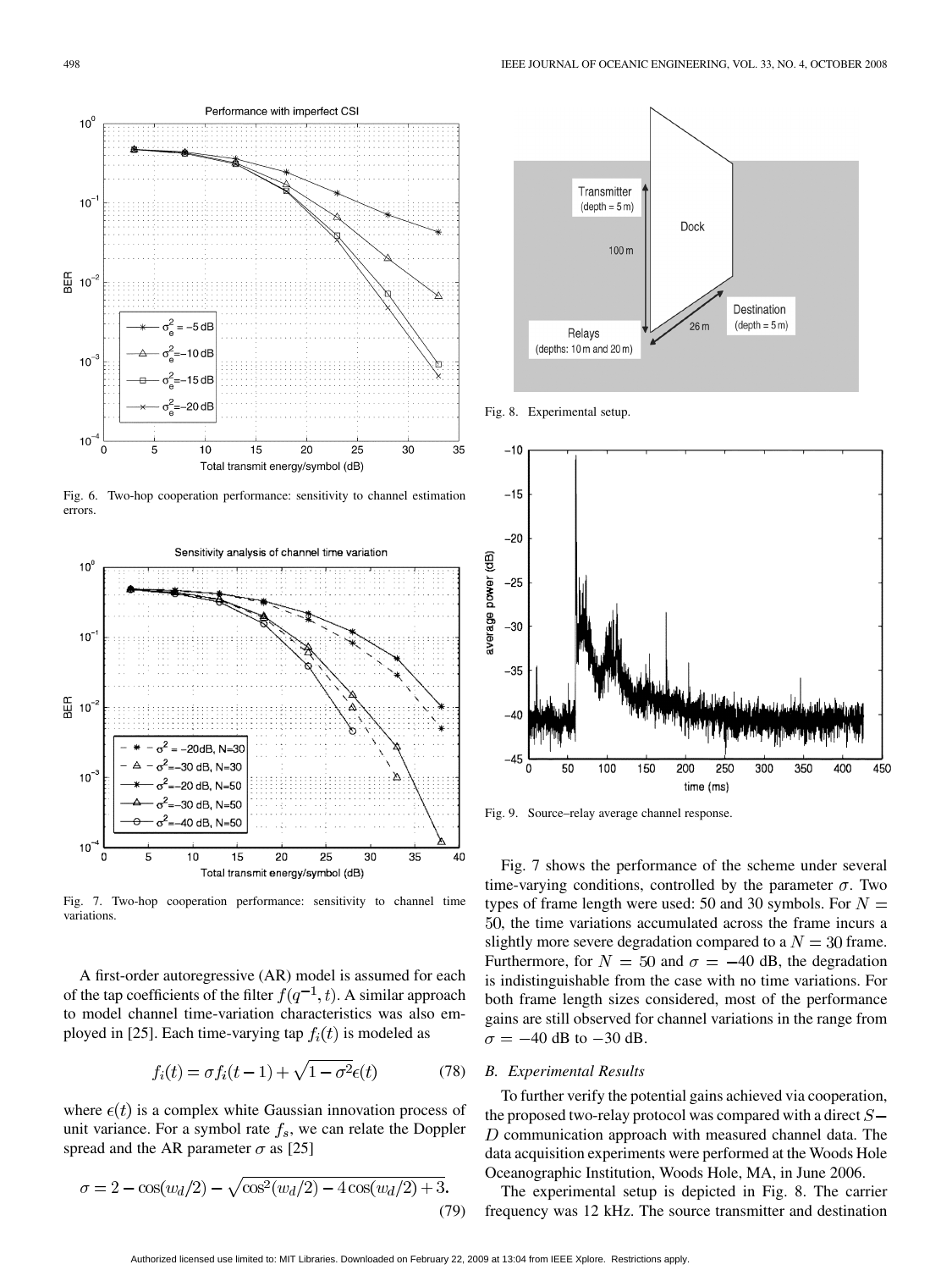Fig. 6. Two-hop cooperation performance: sensitivity to channel estimation errors.

Fig. 7. Two-hop cooperation performance: sensitivity to channel time variations.

A first-order autoregressive (AR) model is assumed for each of the tap coefficients of the filter $f(q^{-1}, t)$. A similar approach to model channel time-variation characteristics was also employed in [25]. Each time-varying tap $f_i(t)$ is modeled as

$$f_i(t) = \sigma f_i(t-1) + \sqrt{1-\sigma^2}\epsilon(t) \tag{78}$$

where $\epsilon(t)$ is a complex white Gaussian innovation process of unit variance. For a symbol rate $f_s$, we can relate the Doppler spread and the AR parameter $\sigma$ as [25]

$$\sigma = 2 - \cos(w_d/2) - \sqrt{\cos^2(w_d/2) - 4\cos(w_d/2) + 3}. \tag{79}$$

Fig. 8. Experimental setup.

Fig. 9. Source–relay average channel response.

Fig. 7 shows the performance of the scheme under several time-varying conditions, controlled by the parameter $\sigma$. Two types of frame length were used: 50 and 30 symbols. For $N = 50$, the time variations accumulated across the frame incurs a slightly more severe degradation compared to a $N = 30$ frame. Furthermore, for $N = 50$ and $\sigma = -40$ dB, the degradation is indistinguishable from the case with no time variations. For both frame length sizes considered, most of the performance gains are still observed for channel variations in the range from $\sigma = -40$ dB to $-30$ dB.

## B. Experimental Results

To further verify the potential gains achieved via cooperation, the proposed two-relay protocol was compared with a direct $S-D$ communication approach with measured channel data. The data acquisition experiments were performed at the Woods Hole Oceanographic Institution, Woods Hole, MA, in June 2006.

The experimental setup is depicted in Fig. 8. The carrier frequency was 12 kHz. The source transmitter and destination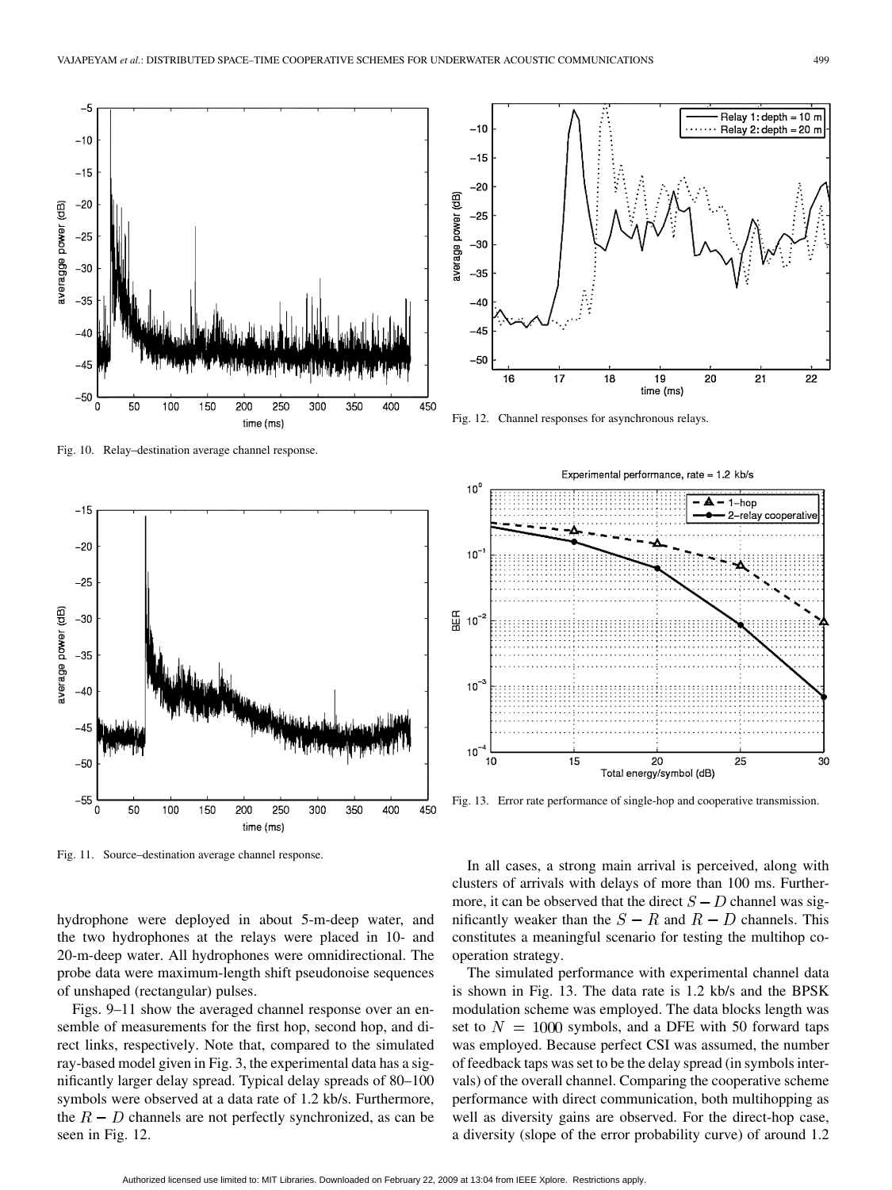Fig. 10. Relay–destination average channel response.

Fig. 11. Source–destination average channel response.

Fig. 12. Channel responses for asynchronous relays.

Fig. 13. Error rate performance of single-hop and cooperative transmission.

hydrophone were deployed in about 5-m-deep water, and the two hydrophones at the relays were placed in 10- and 20-m-deep water. All hydrophones were omnidirectional. The probe data were maximum-length shift pseudonoise sequences of unshaped (rectangular) pulses.

Figs. 9–11 show the averaged channel response over an ensemble of measurements for the first hop, second hop, and direct links, respectively. Note that, compared to the simulated ray-based model given in Fig. 3, the experimental data has a significantly larger delay spread. Typical delay spreads of 80–100 symbols were observed at a data rate of 1.2 kb/s. Furthermore, the $R-D$ channels are not perfectly synchronized, as can be seen in Fig. 12.

In all cases, a strong main arrival is perceived, along with clusters of arrivals with delays of more than 100 ms. Furthermore, it can be observed that the direct $S-D$ channel was significantly weaker than the $S-R$ and $R-D$ channels. This constitutes a meaningful scenario for testing the multihop cooperation strategy.

The simulated performance with experimental channel data is shown in Fig. 13. The data rate is 1.2 kb/s and the BPSK modulation scheme was employed. The data blocks length was set to $N = 1000$ symbols, and a DFE with 50 forward taps was employed. Because perfect CSI was assumed, the number of feedback taps was set to be the delay spread (in symbols intervals) of the overall channel. Comparing the cooperative scheme performance with direct communication, both multihopping as well as diversity gains are observed. For the direct-hop case, a diversity (slope of the error probability curve) of around 1.2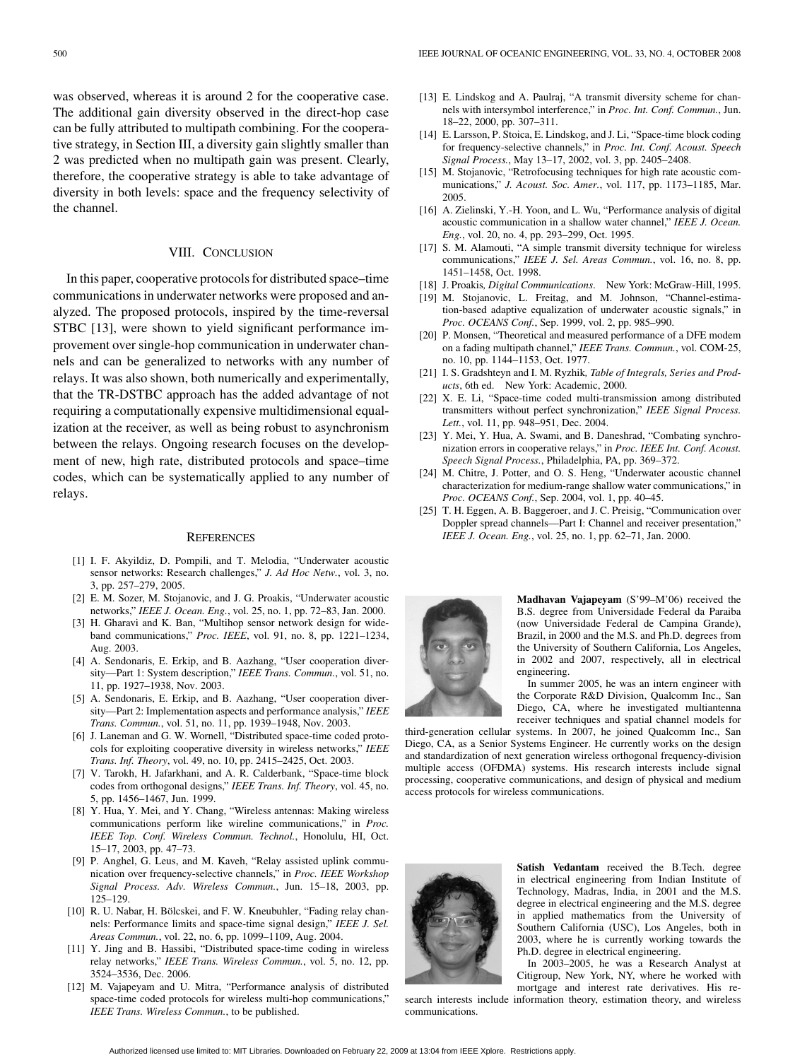was observed, whereas it is around 2 for the cooperative case. The additional gain diversity observed in the direct-hop case can be fully attributed to multipath combining. For the cooperative strategy, in Section III, a diversity gain slightly smaller than 2 was predicted when no multipath gain was present. Clearly, therefore, the cooperative strategy is able to take advantage of diversity in both levels: space and the frequency selectivity of the channel.

## VIII. Conclusion

In this paper, cooperative protocols for distributed space–time communications in underwater networks were proposed and analyzed. The proposed protocols, inspired by the time-reversal STBC [13], were shown to yield significant performance improvement over single-hop communication in underwater channels and can be generalized to networks with any number of relays. It was also shown, both numerically and experimentally, that the TR-DSTBC approach has the added advantage of not requiring a computationally expensive multidimensional equalization at the receiver, as well as being robust to asynchronism between the relays. Ongoing research focuses on the development of new, high rate, distributed protocols and space–time codes, which can be systematically applied to any number of relays.

## References

[1] I. F. Akyildiz, D. Pompili, and T. Melodia, "Underwater acoustic sensor networks: Research challenges," *J. Ad Hoc Netw.*, vol. 3, no. 3, pp. 257–279, 2005.

[2] E. M. Sozer, M. Stojanovic, and J. G. Proakis, "Underwater acoustic networks," *IEEE J. Ocean. Eng.*, vol. 25, no. 1, pp. 72–83, Jan. 2000.

[3] H. Gharavi and K. Ban, "Multihop sensor network design for wideband communications," *Proc. IEEE*, vol. 91, no. 8, pp. 1221–1234, Aug. 2003.

[4] A. Sendonaris, E. Erkip, and B. Aazhang, "User cooperation diversity—Part 1: System description," *IEEE Trans. Commun.*, vol. 51, no. 11, pp. 1927–1938, Nov. 2003.

[5] A. Sendonaris, E. Erkip, and B. Aazhang, "User cooperation diversity—Part 2: Implementation aspects and performance analysis," *IEEE Trans. Commun.*, vol. 51, no. 11, pp. 1939–1948, Nov. 2003.

[6] J. Laneman and G. W. Wornell, "Distributed space-time coded protocols for exploiting cooperative diversity in wireless networks," *IEEE Trans. Inf. Theory*, vol. 49, no. 10, pp. 2415–2425, Oct. 2003.

[7] V. Tarokh, H. Jafarkhani, and A. R. Calderbank, "Space-time block codes from orthogonal designs," *IEEE Trans. Inf. Theory*, vol. 45, no. 5, pp. 1456–1467, Jun. 1999.

[8] Y. Hua, Y. Mei, and Y. Chang, "Wireless antennas: Making wireless communications perform like wireline communications," in *Proc. IEEE Top. Conf. Wireless Commun. Technol.*, Honolulu, HI, Oct. 15–17, 2003, pp. 47–73.

[9] P. Anghel, G. Leus, and M. Kaveh, "Relay assisted uplink communication over frequency-selective channels," in *Proc. IEEE Workshop Signal Process. Adv. Wireless Commun.*, Jun. 15–18, 2003, pp. 125–129.

[10] R. U. Nabar, H. Bölcskei, and F. W. Kneubuhler, "Fading relay channels: Performance limits and space-time signal design," *IEEE J. Sel. Areas Commun.*, vol. 22, no. 6, pp. 1099–1109, Aug. 2004.

[11] Y. Jing and B. Hassibi, "Distributed space-time coding in wireless relay networks," *IEEE Trans. Wireless Commun.*, vol. 5, no. 12, pp. 3524–3536, Dec. 2006.

[12] M. Vajapeyam and U. Mitra, "Performance analysis of distributed space-time coded protocols for wireless multi-hop communications," *IEEE Trans. Wireless Commun.*, to be published.

[13] E. Lindskog and A. Paulraj, "A transmit diversity scheme for channels with intersymbol interference," in *Proc. Int. Conf. Commun.*, Jun. 18–22, 2000, pp. 307–311.

[14] E. Larsson, P. Stoica, E. Lindskog, and J. Li, "Space-time block coding for frequency-selective channels," in *Proc. Int. Conf. Acoust. Speech Signal Process.*, May 13–17, 2002, vol. 3, pp. 2405–2408.

[15] M. Stojanovic, "Retrofocusing techniques for high rate acoustic communications," *J. Acoust. Soc. Amer.*, vol. 117, pp. 1173–1185, Mar. 2005.

[16] A. Zielinski, Y.-H. Yoon, and L. Wu, "Performance analysis of digital acoustic communication in a shallow water channel," *IEEE J. Ocean. Eng.*, vol. 20, no. 4, pp. 293–299, Oct. 1995.

[17] S. M. Alamouti, "A simple transmit diversity technique for wireless communications," *IEEE J. Sel. Areas Commun.*, vol. 16, no. 8, pp. 1451–1458, Oct. 1998.

[18] J. Proakis, *Digital Communications*. New York: McGraw-Hill, 1995.

[19] M. Stojanovic, L. Freitag, and M. Johnson, "Channel-estimation-based adaptive equalization of underwater acoustic signals," in *Proc. OCEANS Conf.*, Sep. 1999, vol. 2, pp. 985–990.

[20] P. Monsen, "Theoretical and measured performance of a DFE modem on a fading multipath channel," *IEEE Trans. Commun.*, vol. COM-25, no. 10, pp. 1144–1153, Oct. 1977.

[21] I. S. Gradshteyn and I. M. Ryzhik, *Table of Integrals, Series and Products*, 6th ed. New York: Academic, 2000.

[22] X. E. Li, "Space-time coded multi-transmission among distributed transmitters without perfect synchronization," *IEEE Signal Process. Lett.*, vol. 11, pp. 948–951, Dec. 2004.

[23] Y. Mei, Y. Hua, A. Swami, and B. Daneshrad, "Combating synchronization errors in cooperative relays," in *Proc. IEEE Int. Conf. Acoust. Speech Signal Process.*, Philadelphia, PA, pp. 369–372.

[24] M. Chitre, J. Potter, and O. S. Heng, "Underwater acoustic channel characterization for medium-range shallow water communications," in *Proc. OCEANS Conf.*, Sep. 2004, vol. 1, pp. 40–45.

[25] T. H. Eggen, A. B. Baggeroer, and J. C. Preisig, "Communication over Doppler spread channels—Part I: Channel and receiver presentation," *IEEE J. Ocean. Eng.*, vol. 25, no. 1, pp. 62–71, Jan. 2000.

**Madhavan Vajapeyam** (S'99–M'06) received the B.S. degree from Universidade Federal da Paraiba (now Universidade Federal de Campina Grande), Brazil, in 2000 and the M.S. and Ph.D. degrees from the University of Southern California, Los Angeles, in 2002 and 2007, respectively, all in electrical engineering.

In summer 2005, he was an intern engineer with the Corporate R&D Division, Qualcomm Inc., San Diego, CA, where he investigated multiantenna receiver techniques and spatial channel models for third-generation cellular systems. In 2007, he joined Qualcomm Inc., San Diego, CA, as a Senior Systems Engineer. He currently works on the design and standardization of next generation wireless orthogonal frequency-division multiple access (OFDMA) systems. His research interests include signal processing, cooperative communications, and design of physical and medium access protocols for wireless communications.

**Satish Vedantam** received the B.Tech. degree in electrical engineering from Indian Institute of Technology, Madras, India, in 2001 and the M.S. degree in electrical engineering and the M.S. degree in applied mathematics from the University of Southern California (USC), Los Angeles, both in 2003, where he is currently working towards the Ph.D. degree in electrical engineering.

In 2003–2005, he was a Research Analyst at Citigroup, New York, NY, where he worked with mortgage and interest rate derivatives. His research interests include information theory, estimation theory, and wireless communications.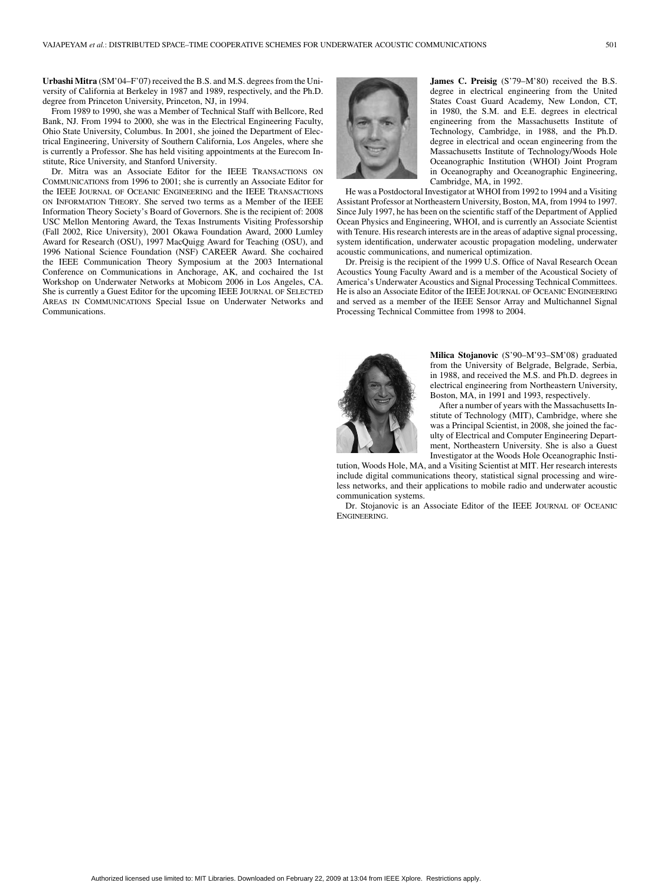**Urbashi Mitra** (SM'04–F'07) received the B.S. and M.S. degrees from the University of California at Berkeley in 1987 and 1989, respectively, and the Ph.D. degree from Princeton University, Princeton, NJ, in 1994.

From 1989 to 1990, she was a Member of Technical Staff with Bellcore, Red Bank, NJ. From 1994 to 2000, she was in the Electrical Engineering Faculty, Ohio State University, Columbus. In 2001, she joined the Department of Electrical Engineering, University of Southern California, Los Angeles, where she is currently a Professor. She has held visiting appointments at the Eurecom Institute, Rice University, and Stanford University.

Dr. Mitra was an Associate Editor for the IEEE TRANSACTIONS ON COMMUNICATIONS from 1996 to 2001; she is currently an Associate Editor for the IEEE JOURNAL OF OCEANIC ENGINEERING and the IEEE TRANSACTIONS ON INFORMATION THEORY. She served two terms as a Member of the IEEE Information Theory Society's Board of Governors. She is the recipient of: 2008 USC Mellon Mentoring Award, the Texas Instruments Visiting Professorship (Fall 2002, Rice University), 2001 Okawa Foundation Award, 2000 Lumley Award for Research (OSU), 1997 MacQuigg Award for Teaching (OSU), and 1996 National Science Foundation (NSF) CAREER Award. She cochaired the IEEE Communication Theory Symposium at the 2003 International Conference on Communications in Anchorage, AK, and cochaired the 1st Workshop on Underwater Networks at Mobicom 2006 in Los Angeles, CA. She is currently a Guest Editor for the upcoming IEEE JOURNAL OF SELECTED AREAS IN COMMUNICATIONS Special Issue on Underwater Networks and Communications.

**James C. Preisig** (S'79–M'80) received the B.S. degree in electrical engineering from the United States Coast Guard Academy, New London, CT, in 1980, the S.M. and E.E. degrees in electrical engineering from the Massachusetts Institute of Technology, Cambridge, in 1988, and the Ph.D. degree in electrical and ocean engineering from the Massachusetts Institute of Technology/Woods Hole Oceanographic Institution (WHOI) Joint Program in Oceanography and Oceanographic Engineering, Cambridge, MA, in 1992.

He was a Postdoctoral Investigator at WHOI from 1992 to 1994 and a Visiting Assistant Professor at Northeastern University, Boston, MA, from 1994 to 1997. Since July 1997, he has been on the scientific staff of the Department of Applied Ocean Physics and Engineering, WHOI, and is currently an Associate Scientist with Tenure. His research interests are in the areas of adaptive signal processing, system identification, underwater acoustic propagation modeling, underwater acoustic communications, and numerical optimization.

Dr. Preisig is the recipient of the 1999 U.S. Office of Naval Research Ocean Acoustics Young Faculty Award and is a member of the Acoustical Society of America's Underwater Acoustics and Signal Processing Technical Committees. He is also an Associate Editor of the IEEE JOURNAL OF OCEANIC ENGINEERING and served as a member of the IEEE Sensor Array and Multichannel Signal Processing Technical Committee from 1998 to 2004.

**Milica Stojanovic** (S'90–M'93–SM'08) graduated from the University of Belgrade, Belgrade, Serbia, in 1988, and received the M.S. and Ph.D. degrees in electrical engineering from Northeastern University, Boston, MA, in 1991 and 1993, respectively.

After a number of years with the Massachusetts Institute of Technology (MIT), Cambridge, where she was a Principal Scientist, in 2008, she joined the faculty of Electrical and Computer Engineering Department, Northeastern University. She is also a Guest Investigator at the Woods Hole Oceanographic Institution, Woods Hole, MA, and a Visiting Scientist at MIT. Her research interests include digital communications theory, statistical signal processing and wireless networks, and their applications to mobile radio and underwater acoustic communication systems.

Dr. Stojanovic is an Associate Editor of the IEEE JOURNAL OF OCEANIC ENGINEERING.